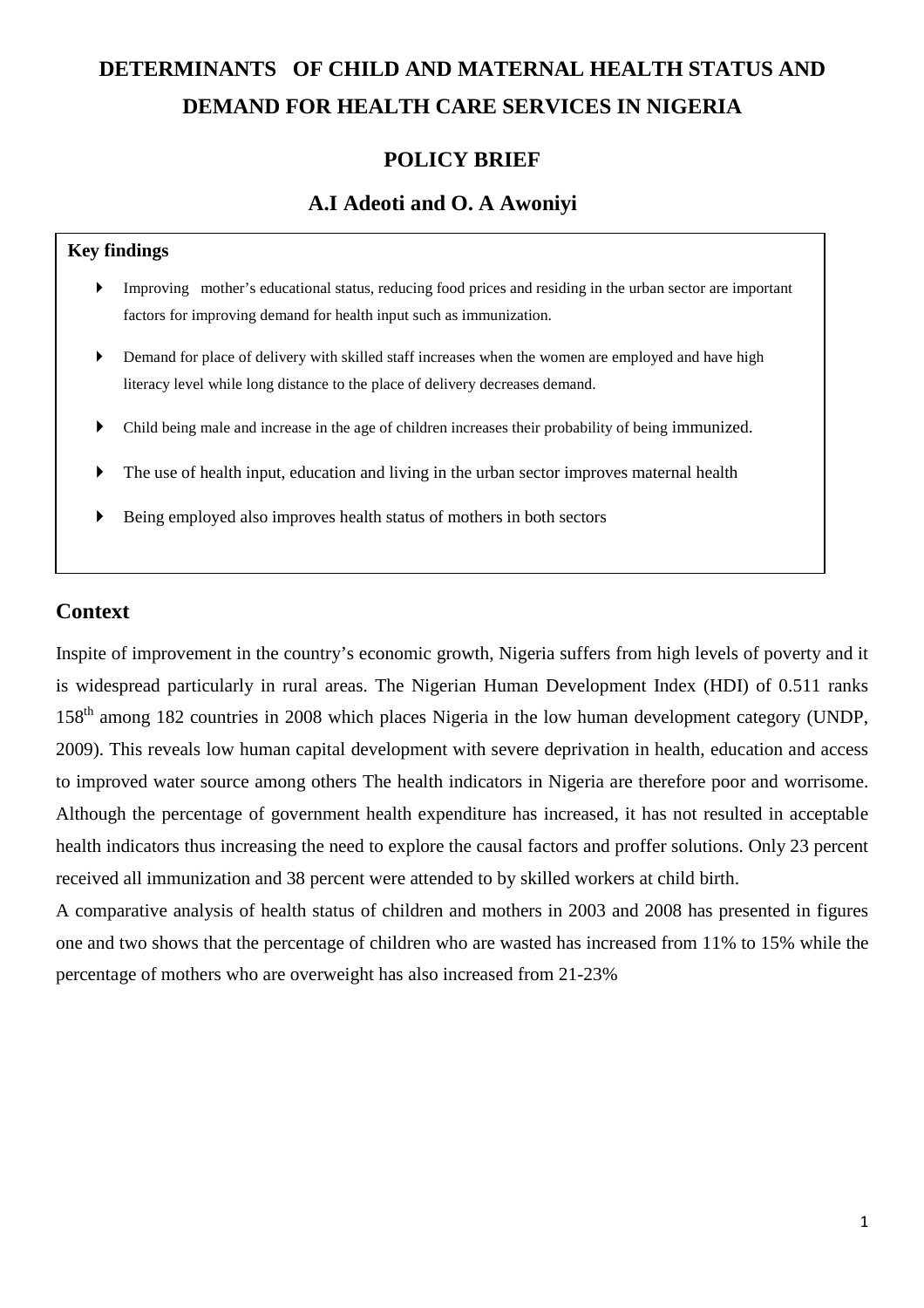# DETERMINANTS OF CHILD AND MATERNAL HEALTH STATUS AND DEMAND FOR HEALTH CARE SERVICES IN NIGERIA

## POLICY BRIEF

### A.I Adeoti and O. A Awoniyi

**Key findings**

- Improving mother's educational status, reducing food prices and residing in the urban sector are important factors for improving demand for health input such as immunization.
- Demand for place of delivery with skilled staff increases when the women are employed and have high literacy level while long distance to the place of delivery decreases demand.
- Child being male and increase in the age of children increases their probability of being immunized.
- The use of health input, education and living in the urban sector improves maternal health
- Being employed also improves health status of mothers in both sectors

## Context

Inspite of improvement in the country's economic growth, Nigeria suffers from high levels of poverty and it is widespread particularly in rural areas. The Nigerian Human Development Index (HDI) of 0.511 ranks 158th among 182 countries in 2008 which places Nigeria in the low human development category (UNDP, 2009). This reveals low human capital development with severe deprivation in health, education and access to improved water source among others The health indicators in Nigeria are therefore poor and worrisome. Although the percentage of government health expenditure has increased, it has not resulted in acceptable health indicators thus increasing the need to explore the causal factors and proffer solutions. Only 23 percent received all immunization and 38 percent were attended to by skilled workers at child birth.

A comparative analysis of health status of children and mothers in 2003 and 2008 has presented in figures one and two shows that the percentage of children who are wasted has increased from 11% to 15% while the percentage of mothers who are overweight has also increased from 21-23%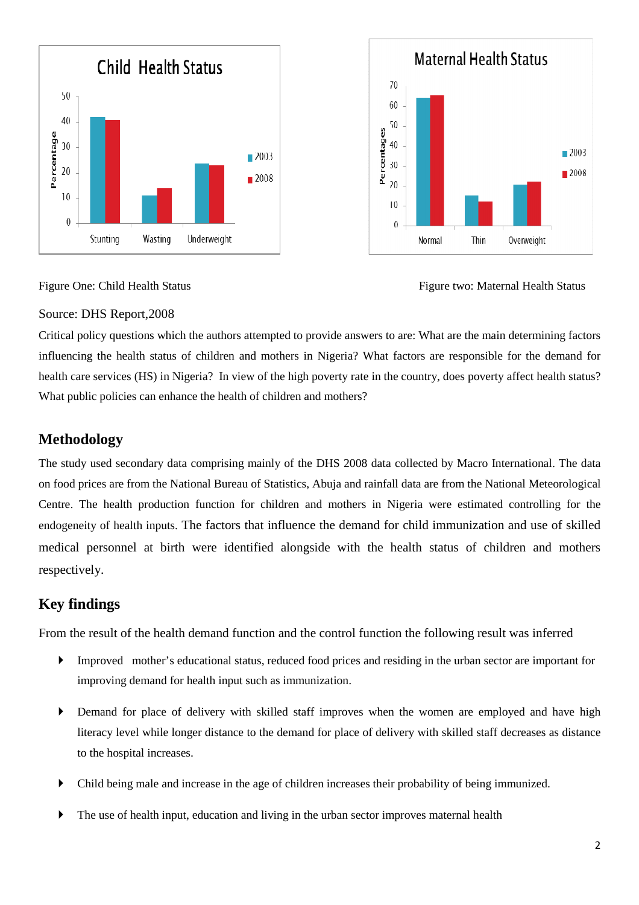Figure One: Child Health Status

Figure two: Maternal Health Status

Source: DHS Report,2008

Critical policy questions which the authors attempted to provide answers to are: What are the main determining factors influencing the health status of children and mothers in Nigeria? What factors are responsible for the demand for health care services (HS) in Nigeria? In view of the high poverty rate in the country, does poverty affect health status? What public policies can enhance the health of children and mothers?

## Methodology

The study used secondary data comprising mainly of the DHS 2008 data collected by Macro International. The data on food prices are from the National Bureau of Statistics, Abuja and rainfall data are from the National Meteorological Centre. The health production function for children and mothers in Nigeria were estimated controlling for the endogeneity of health inputs. The factors that influence the demand for child immunization and use of skilled medical personnel at birth were identified alongside with the health status of children and mothers respectively.

## Key findings

From the result of the health demand function and the control function the following result was inferred

- Improved mother's educational status, reduced food prices and residing in the urban sector are important for improving demand for health input such as immunization.
- Demand for place of delivery with skilled staff improves when the women are employed and have high literacy level while longer distance to the demand for place of delivery with skilled staff decreases as distance to the hospital increases.
- Child being male and increase in the age of children increases their probability of being immunized.
- The use of health input, education and living in the urban sector improves maternal health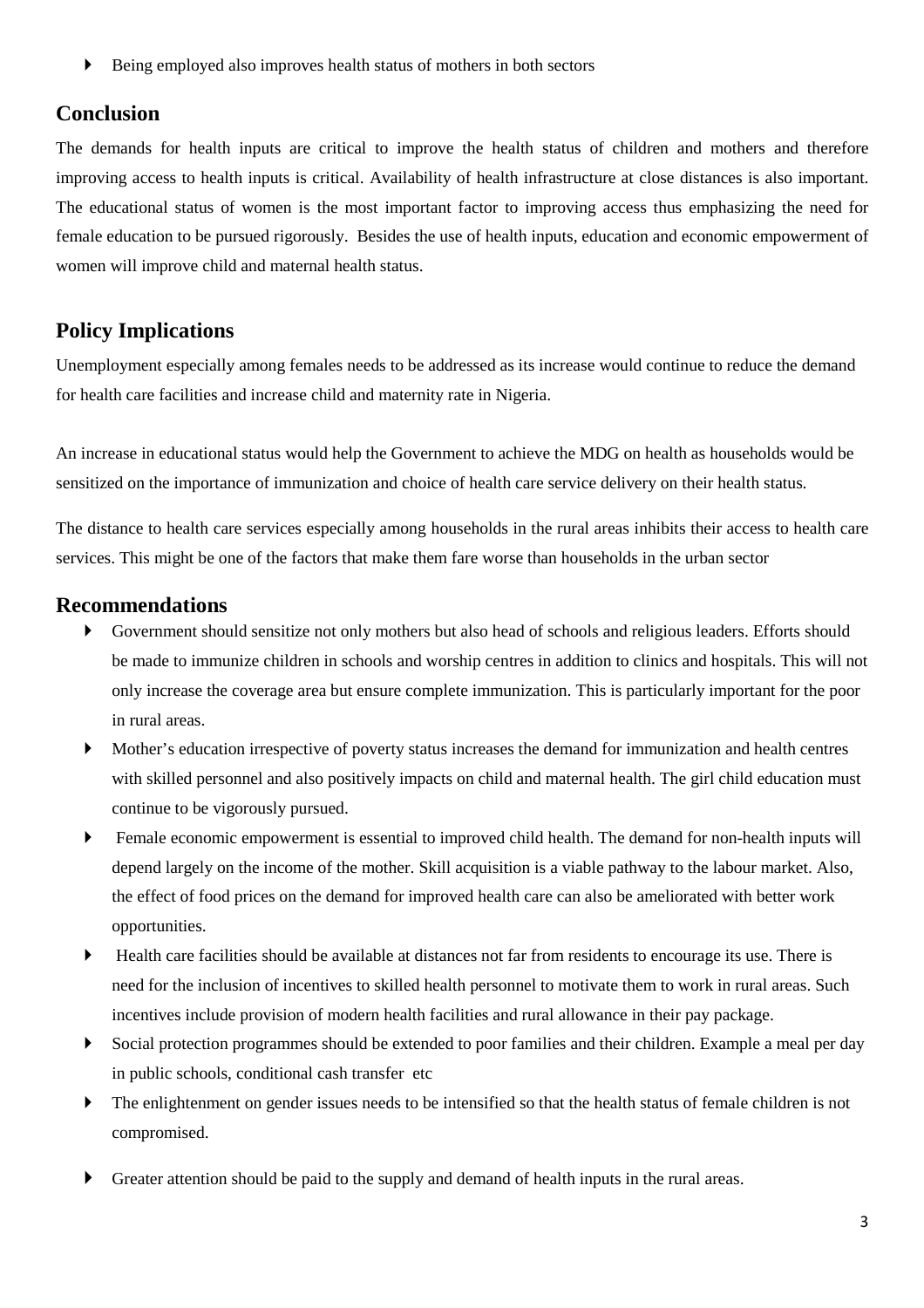- Being employed also improves health status of mothers in both sectors

## Conclusion

The demands for health inputs are critical to improve the health status of children and mothers and therefore improving access to health inputs is critical. Availability of health infrastructure at close distances is also important. The educational status of women is the most important factor to improving access thus emphasizing the need for female education to be pursued rigorously. Besides the use of health inputs, education and economic empowerment of women will improve child and maternal health status.

## Policy Implications

Unemployment especially among females needs to be addressed as its increase would continue to reduce the demand for health care facilities and increase child and maternity rate in Nigeria.

An increase in educational status would help the Government to achieve the MDG on health as households would be sensitized on the importance of immunization and choice of health care service delivery on their health status.

The distance to health care services especially among households in the rural areas inhibits their access to health care services. This might be one of the factors that make them fare worse than households in the urban sector

## Recommendations

- Government should sensitize not only mothers but also head of schools and religious leaders. Efforts should be made to immunize children in schools and worship centres in addition to clinics and hospitals. This will not only increase the coverage area but ensure complete immunization. This is particularly important for the poor in rural areas.
- Mother's education irrespective of poverty status increases the demand for immunization and health centres with skilled personnel and also positively impacts on child and maternal health. The girl child education must continue to be vigorously pursued.
- Female economic empowerment is essential to improved child health. The demand for non-health inputs will depend largely on the income of the mother. Skill acquisition is a viable pathway to the labour market. Also, the effect of food prices on the demand for improved health care can also be ameliorated with better work opportunities.
- Health care facilities should be available at distances not far from residents to encourage its use. There is need for the inclusion of incentives to skilled health personnel to motivate them to work in rural areas. Such incentives include provision of modern health facilities and rural allowance in their pay package.
- Social protection programmes should be extended to poor families and their children. Example a meal per day in public schools, conditional cash transfer etc
- The enlightenment on gender issues needs to be intensified so that the health status of female children is not compromised.
- Greater attention should be paid to the supply and demand of health inputs in the rural areas.